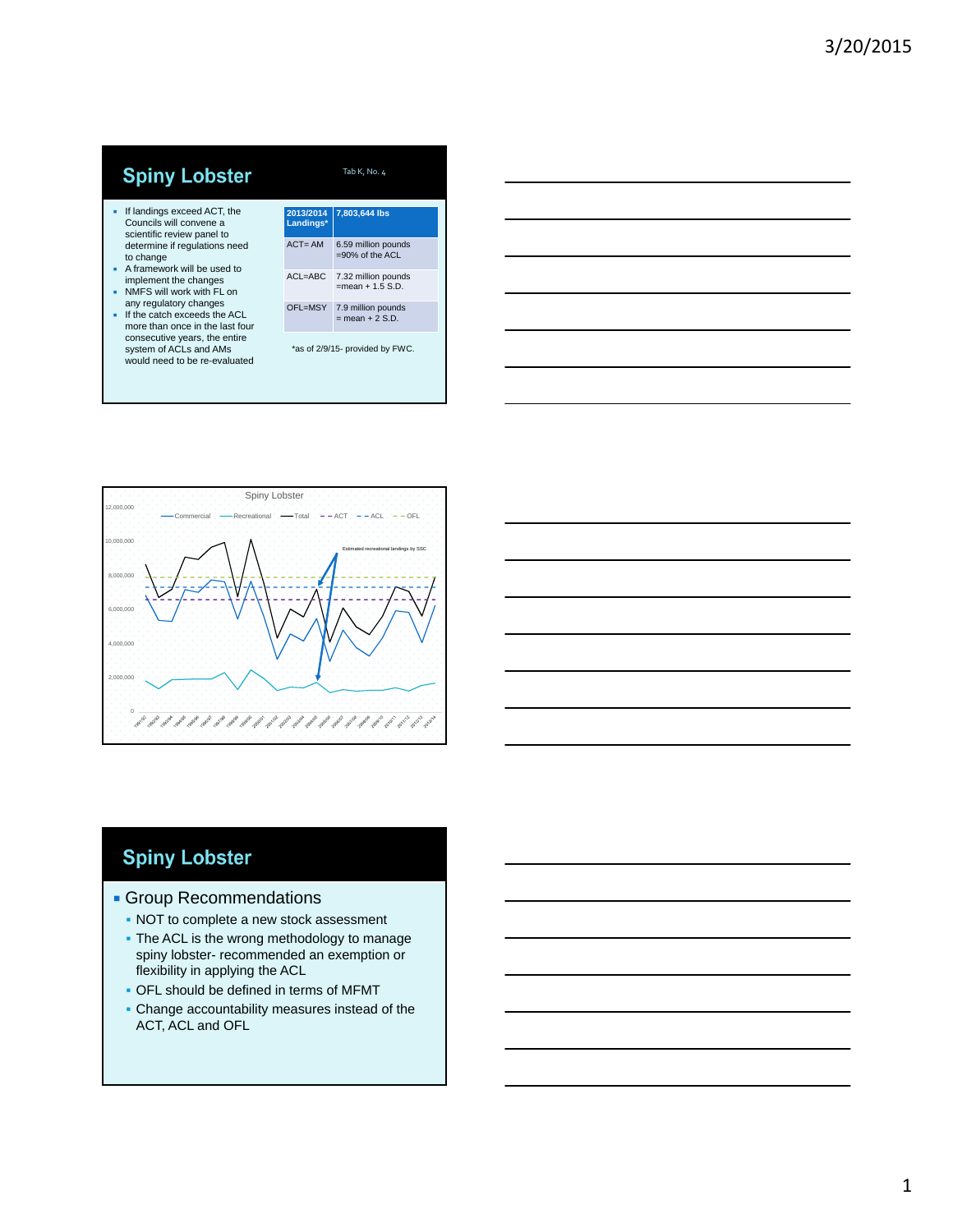## Spiny Lobster

Tab K, No. 4

- If landings exceed ACT, the Councils will convene a scientific review panel to determine if regulations need to change
- A framework will be used to implement the changes
- NMFS will work with FL on any regulatory changes
- If the catch exceeds the ACL more than once in the last four consecutive years, the entire system of ACLs and AMs would need to be re-evaluated

| 2013/2014 Landings* | 7,803,644 lbs |
|---|---|
| ACT= AM | 6.59 million pounds =90% of the ACL |
| ACL=ABC | 7.32 million pounds =mean + 1.5 S.D. |
| OFL=MSY | 7.9 million pounds = mean + 2 S.D. |

*as of 2/9/15- provided by FWC.

Spiny Lobster

Commercial — Recreational — Total — ACT — ACL — OFL

Estimated recreational landings by SSC

12,000,000
10,000,000
8,000,000
6,000,000
4,000,000
2,000,000
0

## Spiny Lobster

- Group Recommendations
  - NOT to complete a new stock assessment
  - The ACL is the wrong methodology to manage spiny lobster- recommended an exemption or flexibility in applying the ACL
  - OFL should be defined in terms of MFMT
  - Change accountability measures instead of the ACT, ACL and OFL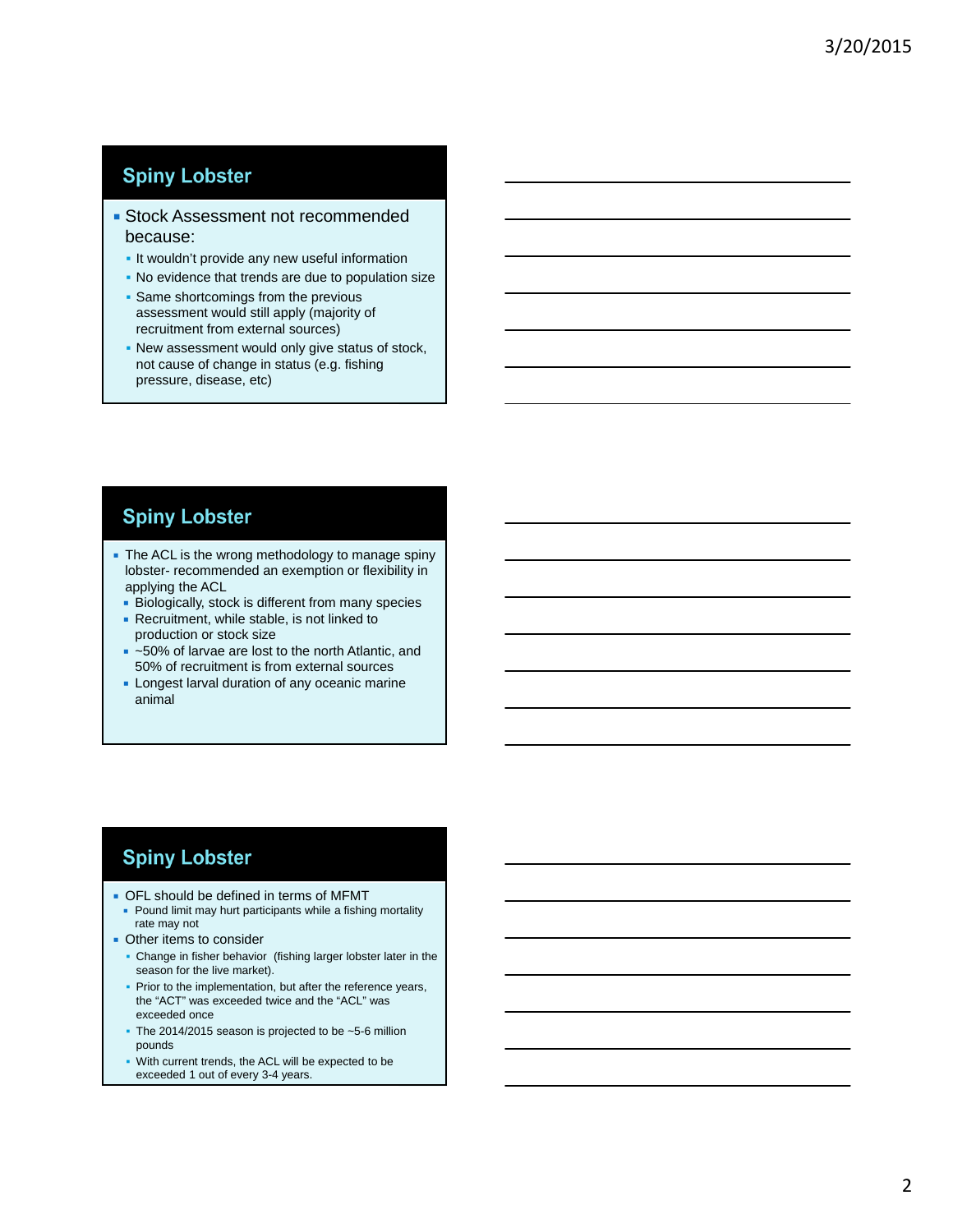## Spiny Lobster

- Stock Assessment not recommended because:
  - It wouldn't provide any new useful information
  - No evidence that trends are due to population size
  - Same shortcomings from the previous assessment would still apply (majority of recruitment from external sources)
  - New assessment would only give status of stock, not cause of change in status (e.g. fishing pressure, disease, etc)

## Spiny Lobster

- The ACL is the wrong methodology to manage spiny lobster- recommended an exemption or flexibility in applying the ACL
  - Biologically, stock is different from many species
  - Recruitment, while stable, is not linked to production or stock size
  - ~50% of larvae are lost to the north Atlantic, and 50% of recruitment is from external sources
  - Longest larval duration of any oceanic marine animal

## Spiny Lobster

- OFL should be defined in terms of MFMT
  - Pound limit may hurt participants while a fishing mortality rate may not
- Other items to consider
  - Change in fisher behavior (fishing larger lobster later in the season for the live market).
  - Prior to the implementation, but after the reference years, the "ACT" was exceeded twice and the "ACL" was exceeded once
  - The 2014/2015 season is projected to be ~5-6 million pounds
  - With current trends, the ACL will be expected to be exceeded 1 out of every 3-4 years.